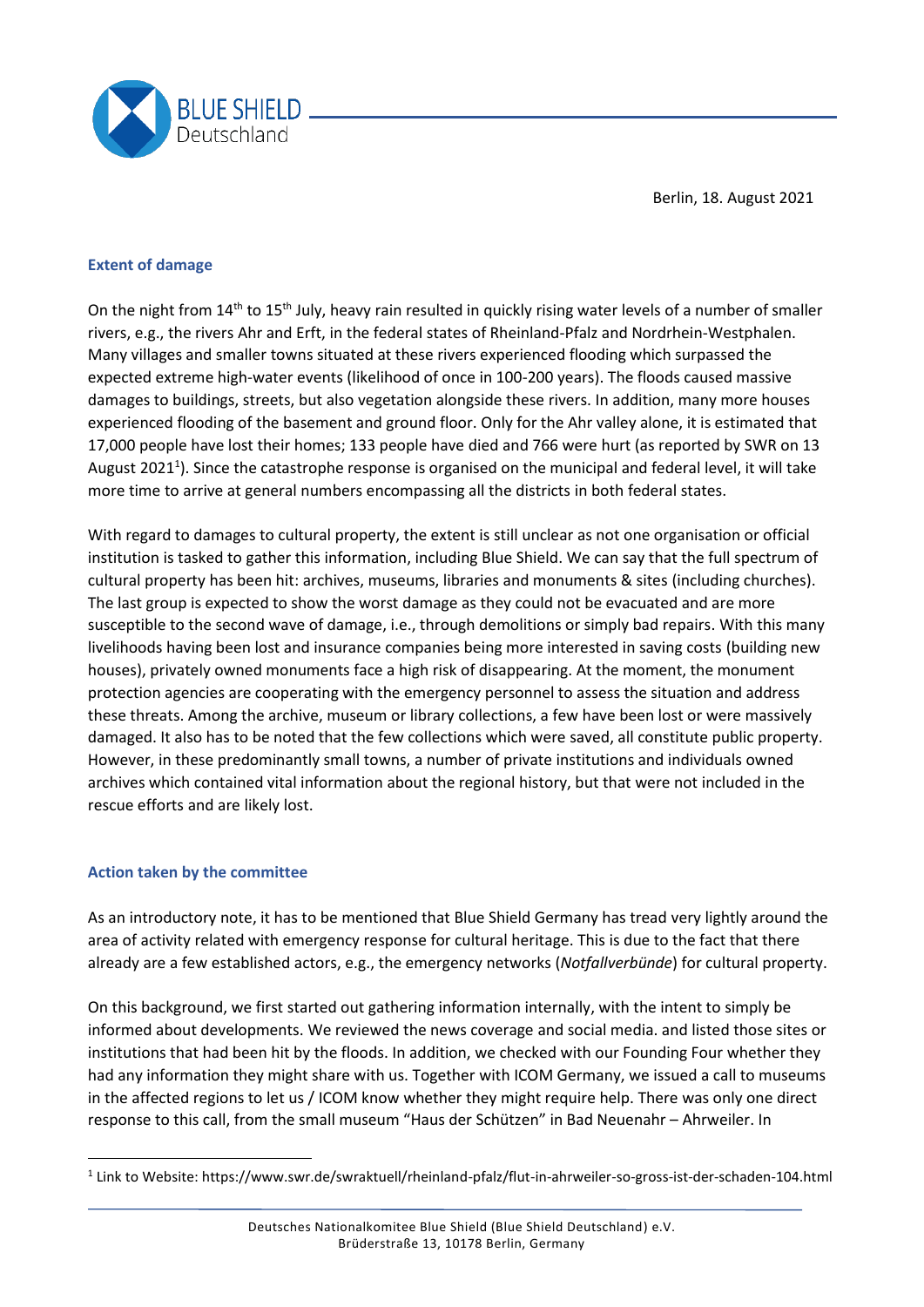Berlin, 18. August 2021

## Extent of damage

On the night from 14th to 15th July, heavy rain resulted in quickly rising water levels of a number of smaller rivers, e.g., the rivers Ahr and Erft, in the federal states of Rheinland-Pfalz and Nordrhein-Westphalen. Many villages and smaller towns situated at these rivers experienced flooding which surpassed the expected extreme high-water events (likelihood of once in 100-200 years). The floods caused massive damages to buildings, streets, but also vegetation alongside these rivers. In addition, many more houses experienced flooding of the basement and ground floor. Only for the Ahr valley alone, it is estimated that 17,000 people have lost their homes; 133 people have died and 766 were hurt (as reported by SWR on 13 August 2021[1]). Since the catastrophe response is organised on the municipal and federal level, it will take more time to arrive at general numbers encompassing all the districts in both federal states.

With regard to damages to cultural property, the extent is still unclear as not one organisation or official institution is tasked to gather this information, including Blue Shield. We can say that the full spectrum of cultural property has been hit: archives, museums, libraries and monuments & sites (including churches). The last group is expected to show the worst damage as they could not be evacuated and are more susceptible to the second wave of damage, i.e., through demolitions or simply bad repairs. With this many livelihoods having been lost and insurance companies being more interested in saving costs (building new houses), privately owned monuments face a high risk of disappearing. At the moment, the monument protection agencies are cooperating with the emergency personnel to assess the situation and address these threats. Among the archive, museum or library collections, a few have been lost or were massively damaged. It also has to be noted that the few collections which were saved, all constitute public property. However, in these predominantly small towns, a number of private institutions and individuals owned archives which contained vital information about the regional history, but that were not included in the rescue efforts and are likely lost.

## Action taken by the committee

As an introductory note, it has to be mentioned that Blue Shield Germany has tread very lightly around the area of activity related with emergency response for cultural heritage. This is due to the fact that there already are a few established actors, e.g., the emergency networks (*Notfallverbünde*) for cultural property.

On this background, we first started out gathering information internally, with the intent to simply be informed about developments. We reviewed the news coverage and social media. and listed those sites or institutions that had been hit by the floods. In addition, we checked with our Founding Four whether they had any information they might share with us. Together with ICOM Germany, we issued a call to museums in the affected regions to let us / ICOM know whether they might require help. There was only one direct response to this call, from the small museum "Haus der Schützen" in Bad Neuenahr – Ahrweiler. In

[1] Link to Website: https://www.swr.de/swraktuell/rheinland-pfalz/flut-in-ahrweiler-so-gross-ist-der-schaden-104.html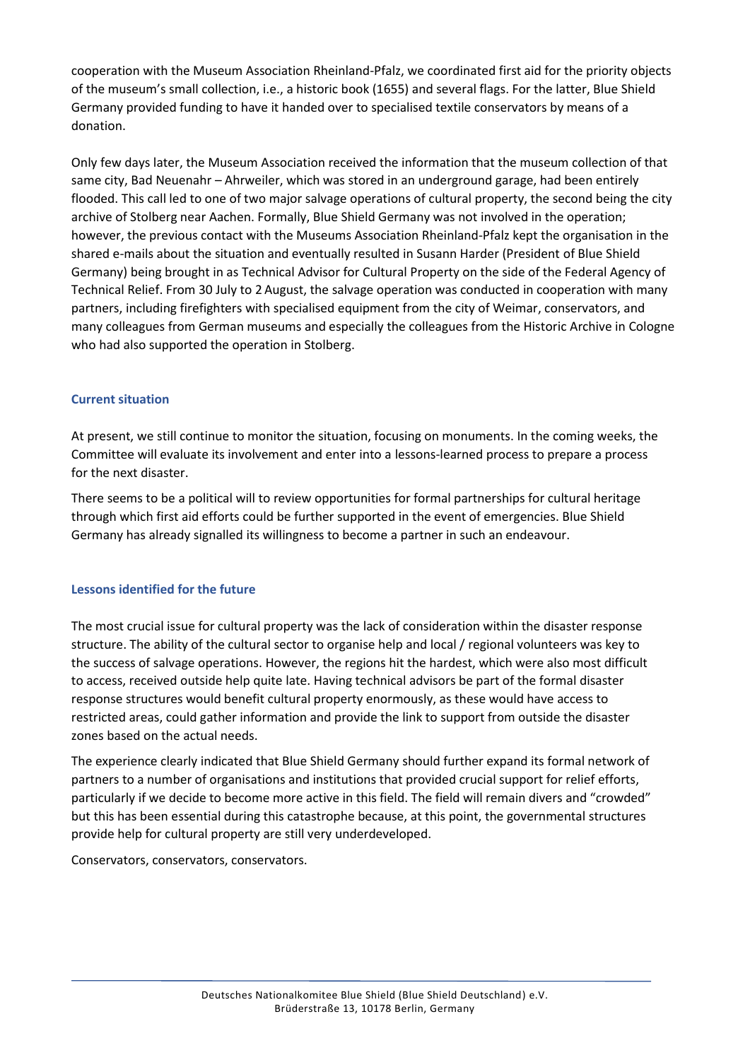cooperation with the Museum Association Rheinland-Pfalz, we coordinated first aid for the priority objects of the museum's small collection, i.e., a historic book (1655) and several flags. For the latter, Blue Shield Germany provided funding to have it handed over to specialised textile conservators by means of a donation.

Only few days later, the Museum Association received the information that the museum collection of that same city, Bad Neuenahr – Ahrweiler, which was stored in an underground garage, had been entirely flooded. This call led to one of two major salvage operations of cultural property, the second being the city archive of Stolberg near Aachen. Formally, Blue Shield Germany was not involved in the operation; however, the previous contact with the Museums Association Rheinland-Pfalz kept the organisation in the shared e-mails about the situation and eventually resulted in Susann Harder (President of Blue Shield Germany) being brought in as Technical Advisor for Cultural Property on the side of the Federal Agency of Technical Relief. From 30 July to 2 August, the salvage operation was conducted in cooperation with many partners, including firefighters with specialised equipment from the city of Weimar, conservators, and many colleagues from German museums and especially the colleagues from the Historic Archive in Cologne who had also supported the operation in Stolberg.

### Current situation

At present, we still continue to monitor the situation, focusing on monuments. In the coming weeks, the Committee will evaluate its involvement and enter into a lessons-learned process to prepare a process for the next disaster.

There seems to be a political will to review opportunities for formal partnerships for cultural heritage through which first aid efforts could be further supported in the event of emergencies. Blue Shield Germany has already signalled its willingness to become a partner in such an endeavour.

### Lessons identified for the future

The most crucial issue for cultural property was the lack of consideration within the disaster response structure. The ability of the cultural sector to organise help and local / regional volunteers was key to the success of salvage operations. However, the regions hit the hardest, which were also most difficult to access, received outside help quite late. Having technical advisors be part of the formal disaster response structures would benefit cultural property enormously, as these would have access to restricted areas, could gather information and provide the link to support from outside the disaster zones based on the actual needs.

The experience clearly indicated that Blue Shield Germany should further expand its formal network of partners to a number of organisations and institutions that provided crucial support for relief efforts, particularly if we decide to become more active in this field. The field will remain divers and "crowded" but this has been essential during this catastrophe because, at this point, the governmental structures provide help for cultural property are still very underdeveloped.

Conservators, conservators, conservators.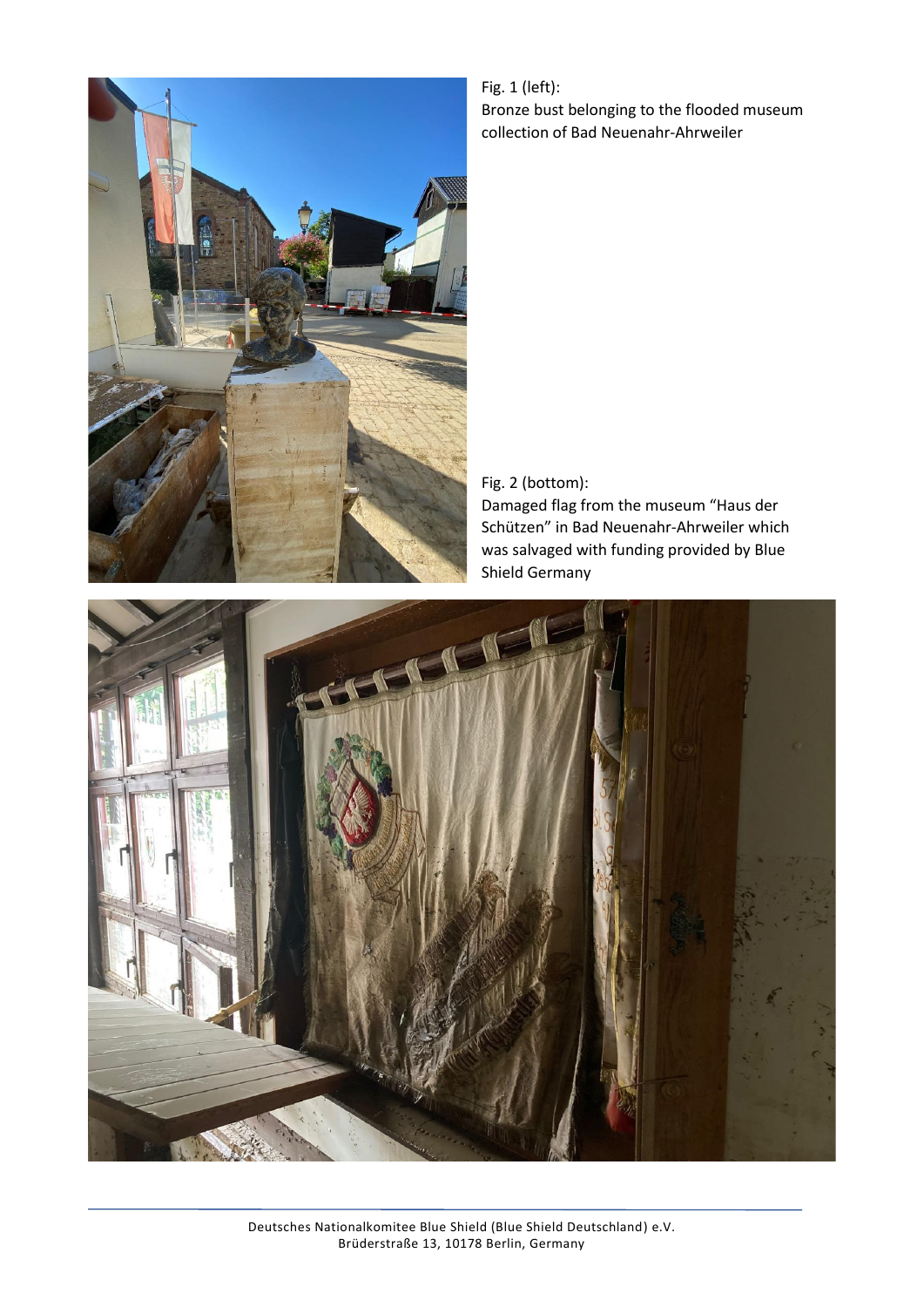Fig. 1 (left):
Bronze bust belonging to the flooded museum collection of Bad Neuenahr-Ahrweiler

Fig. 2 (bottom):
Damaged flag from the museum "Haus der Schützen" in Bad Neuenahr-Ahrweiler which was salvaged with funding provided by Blue Shield Germany

Deutsches Nationalkomitee Blue Shield (Blue Shield Deutschland) e.V.
Brüderstraße 13, 10178 Berlin, Germany